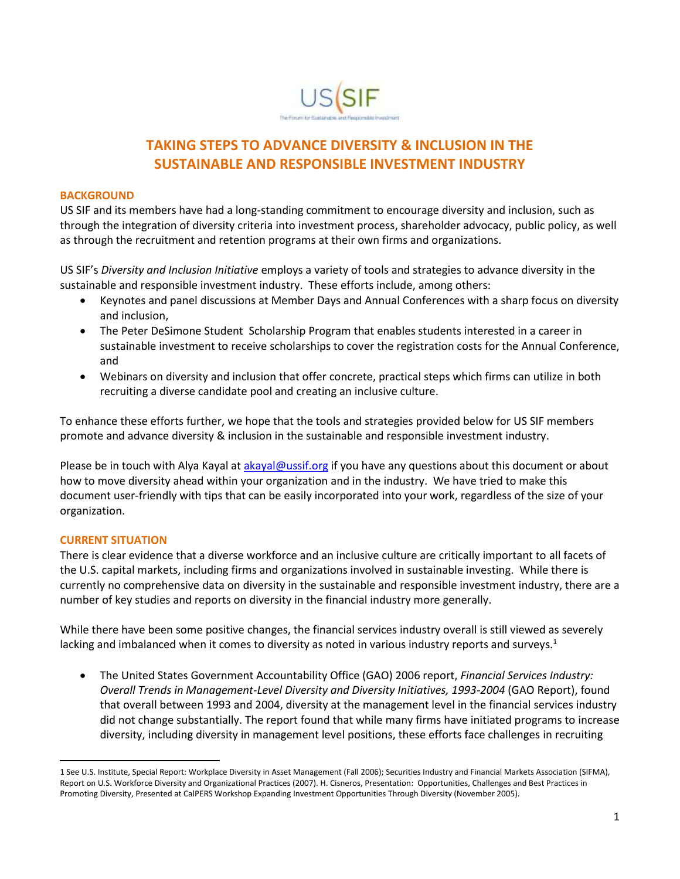US SIF

The Forum for Sustainable and Responsible Investment

# TAKING STEPS TO ADVANCE DIVERSITY & INCLUSION IN THE SUSTAINABLE AND RESPONSIBLE INVESTMENT INDUSTRY

## BACKGROUND

US SIF and its members have had a long-standing commitment to encourage diversity and inclusion, such as through the integration of diversity criteria into investment process, shareholder advocacy, public policy, as well as through the recruitment and retention programs at their own firms and organizations.

US SIF's *Diversity and Inclusion Initiative* employs a variety of tools and strategies to advance diversity in the sustainable and responsible investment industry. These efforts include, among others:

- Keynotes and panel discussions at Member Days and Annual Conferences with a sharp focus on diversity and inclusion,
- The Peter DeSimone Student Scholarship Program that enables students interested in a career in sustainable investment to receive scholarships to cover the registration costs for the Annual Conference, and
- Webinars on diversity and inclusion that offer concrete, practical steps which firms can utilize in both recruiting a diverse candidate pool and creating an inclusive culture.

To enhance these efforts further, we hope that the tools and strategies provided below for US SIF members promote and advance diversity & inclusion in the sustainable and responsible investment industry.

Please be in touch with Alya Kayal at akayal@ussif.org if you have any questions about this document or about how to move diversity ahead within your organization and in the industry. We have tried to make this document user-friendly with tips that can be easily incorporated into your work, regardless of the size of your organization.

## CURRENT SITUATION

There is clear evidence that a diverse workforce and an inclusive culture are critically important to all facets of the U.S. capital markets, including firms and organizations involved in sustainable investing. While there is currently no comprehensive data on diversity in the sustainable and responsible investment industry, there are a number of key studies and reports on diversity in the financial industry more generally.

While there have been some positive changes, the financial services industry overall is still viewed as severely lacking and imbalanced when it comes to diversity as noted in various industry reports and surveys.[1]

- The United States Government Accountability Office (GAO) 2006 report, *Financial Services Industry: Overall Trends in Management-Level Diversity and Diversity Initiatives, 1993-2004* (GAO Report), found that overall between 1993 and 2004, diversity at the management level in the financial services industry did not change substantially. The report found that while many firms have initiated programs to increase diversity, including diversity in management level positions, these efforts face challenges in recruiting

[1] See U.S. Institute, Special Report: Workplace Diversity in Asset Management (Fall 2006); Securities Industry and Financial Markets Association (SIFMA), Report on U.S. Workforce Diversity and Organizational Practices (2007). H. Cisneros, Presentation: Opportunities, Challenges and Best Practices in Promoting Diversity, Presented at CalPERS Workshop Expanding Investment Opportunities Through Diversity (November 2005).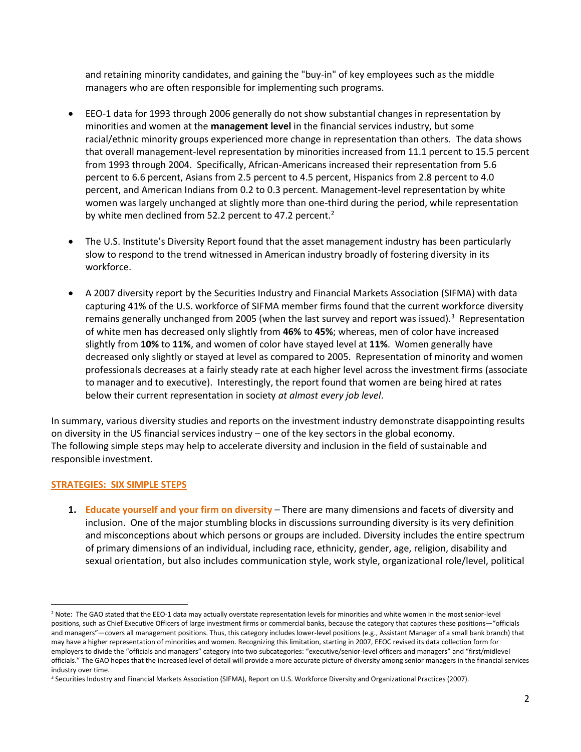and retaining minority candidates, and gaining the "buy-in" of key employees such as the middle managers who are often responsible for implementing such programs.

- EEO-1 data for 1993 through 2006 generally do not show substantial changes in representation by minorities and women at the **management level** in the financial services industry, but some racial/ethnic minority groups experienced more change in representation than others. The data shows that overall management-level representation by minorities increased from 11.1 percent to 15.5 percent from 1993 through 2004. Specifically, African-Americans increased their representation from 5.6 percent to 6.6 percent, Asians from 2.5 percent to 4.5 percent, Hispanics from 2.8 percent to 4.0 percent, and American Indians from 0.2 to 0.3 percent. Management-level representation by white women was largely unchanged at slightly more than one-third during the period, while representation by white men declined from 52.2 percent to 47.2 percent.[2]

- The U.S. Institute's Diversity Report found that the asset management industry has been particularly slow to respond to the trend witnessed in American industry broadly of fostering diversity in its workforce.

- A 2007 diversity report by the Securities Industry and Financial Markets Association (SIFMA) with data capturing 41% of the U.S. workforce of SIFMA member firms found that the current workforce diversity remains generally unchanged from 2005 (when the last survey and report was issued).[3] Representation of white men has decreased only slightly from **46%** to **45%**; whereas, men of color have increased slightly from **10%** to **11%**, and women of color have stayed level at **11%**. Women generally have decreased only slightly or stayed at level as compared to 2005. Representation of minority and women professionals decreases at a fairly steady rate at each higher level across the investment firms (associate to manager and to executive). Interestingly, the report found that women are being hired at rates below their current representation in society *at almost every job level*.

In summary, various diversity studies and reports on the investment industry demonstrate disappointing results on diversity in the US financial services industry – one of the key sectors in the global economy. The following simple steps may help to accelerate diversity and inclusion in the field of sustainable and responsible investment.

## STRATEGIES: SIX SIMPLE STEPS

1. **Educate yourself and your firm on diversity** – There are many dimensions and facets of diversity and inclusion. One of the major stumbling blocks in discussions surrounding diversity is its very definition and misconceptions about which persons or groups are included. Diversity includes the entire spectrum of primary dimensions of an individual, including race, ethnicity, gender, age, religion, disability and sexual orientation, but also includes communication style, work style, organizational role/level, political

---

[2] Note: The GAO stated that the EEO-1 data may actually overstate representation levels for minorities and white women in the most senior-level positions, such as Chief Executive Officers of large investment firms or commercial banks, because the category that captures these positions—"officials and managers"—covers all management positions. Thus, this category includes lower-level positions (e.g., Assistant Manager of a small bank branch) that may have a higher representation of minorities and women. Recognizing this limitation, starting in 2007, EEOC revised its data collection form for employers to divide the "officials and managers" category into two subcategories: "executive/senior-level officers and managers" and "first/midlevel officials." The GAO hopes that the increased level of detail will provide a more accurate picture of diversity among senior managers in the financial services industry over time.

[3] Securities Industry and Financial Markets Association (SIFMA), Report on U.S. Workforce Diversity and Organizational Practices (2007).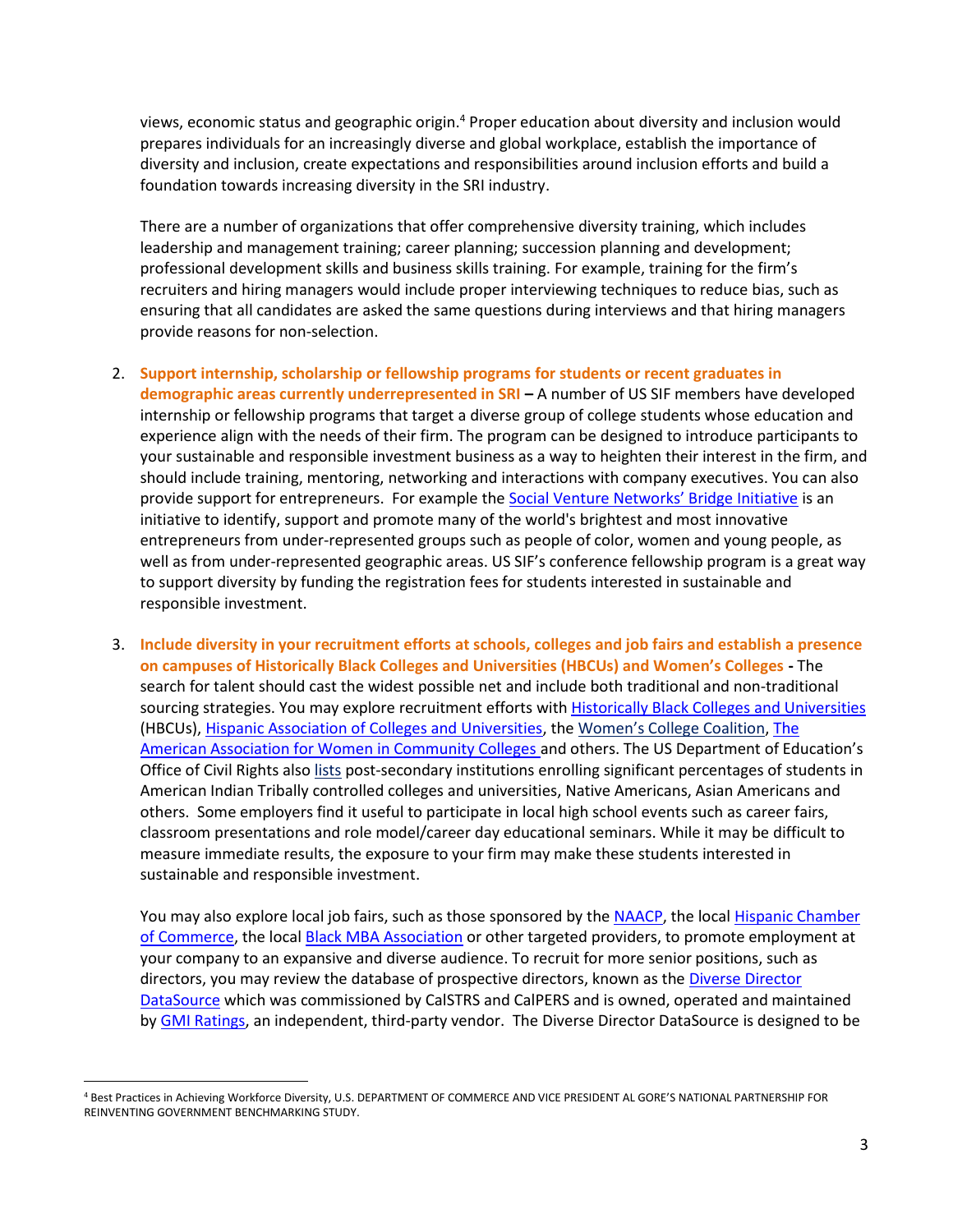views, economic status and geographic origin.[4] Proper education about diversity and inclusion would prepares individuals for an increasingly diverse and global workplace, establish the importance of diversity and inclusion, create expectations and responsibilities around inclusion efforts and build a foundation towards increasing diversity in the SRI industry.

There are a number of organizations that offer comprehensive diversity training, which includes leadership and management training; career planning; succession planning and development; professional development skills and business skills training. For example, training for the firm's recruiters and hiring managers would include proper interviewing techniques to reduce bias, such as ensuring that all candidates are asked the same questions during interviews and that hiring managers provide reasons for non-selection.

2. **Support internship, scholarship or fellowship programs for students or recent graduates in demographic areas currently underrepresented in SRI** – A number of US SIF members have developed internship or fellowship programs that target a diverse group of college students whose education and experience align with the needs of their firm. The program can be designed to introduce participants to your sustainable and responsible investment business as a way to heighten their interest in the firm, and should include training, mentoring, networking and interactions with company executives. You can also provide support for entrepreneurs. For example the Social Venture Networks' Bridge Initiative is an initiative to identify, support and promote many of the world's brightest and most innovative entrepreneurs from under-represented groups such as people of color, women and young people, as well as from under-represented geographic areas. US SIF's conference fellowship program is a great way to support diversity by funding the registration fees for students interested in sustainable and responsible investment.

3. **Include diversity in your recruitment efforts at schools, colleges and job fairs and establish a presence on campuses of Historically Black Colleges and Universities (HBCUs) and Women's Colleges** - The search for talent should cast the widest possible net and include both traditional and non-traditional sourcing strategies. You may explore recruitment efforts with Historically Black Colleges and Universities (HBCUs), Hispanic Association of Colleges and Universities, the Women's College Coalition, The American Association for Women in Community Colleges and others. The US Department of Education's Office of Civil Rights also lists post-secondary institutions enrolling significant percentages of students in American Indian Tribally controlled colleges and universities, Native Americans, Asian Americans and others. Some employers find it useful to participate in local high school events such as career fairs, classroom presentations and role model/career day educational seminars. While it may be difficult to measure immediate results, the exposure to your firm may make these students interested in sustainable and responsible investment.

   You may also explore local job fairs, such as those sponsored by the NAACP, the local Hispanic Chamber of Commerce, the local Black MBA Association or other targeted providers, to promote employment at your company to an expansive and diverse audience. To recruit for more senior positions, such as directors, you may review the database of prospective directors, known as the Diverse Director DataSource which was commissioned by CalSTRS and CalPERS and is owned, operated and maintained by GMI Ratings, an independent, third-party vendor. The Diverse Director DataSource is designed to be

[4] Best Practices in Achieving Workforce Diversity, U.S. DEPARTMENT OF COMMERCE AND VICE PRESIDENT AL GORE'S NATIONAL PARTNERSHIP FOR REINVENTING GOVERNMENT BENCHMARKING STUDY.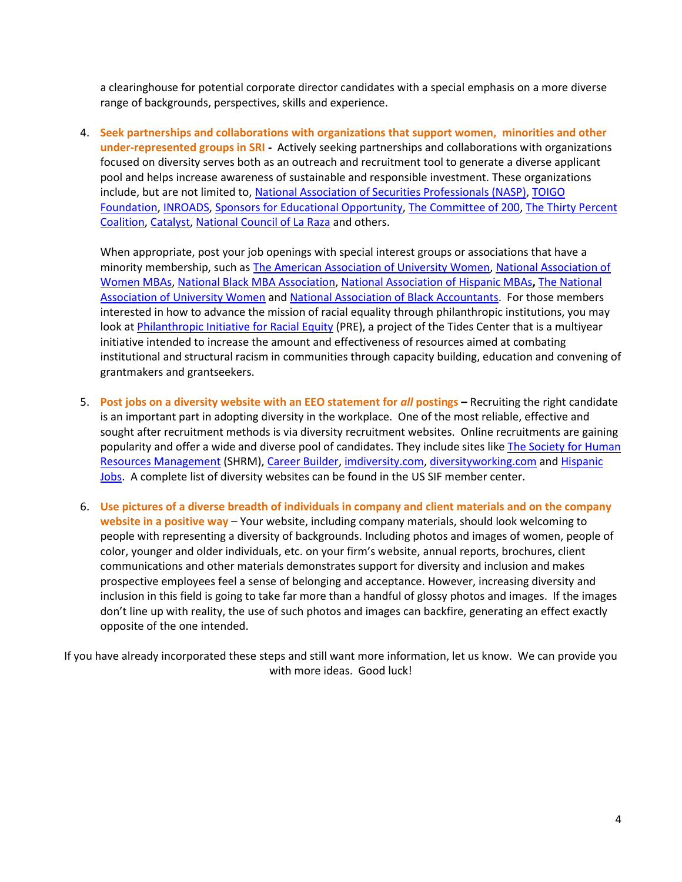a clearinghouse for potential corporate director candidates with a special emphasis on a more diverse range of backgrounds, perspectives, skills and experience.

4. **Seek partnerships and collaborations with organizations that support women, minorities and other under-represented groups in SRI -** Actively seeking partnerships and collaborations with organizations focused on diversity serves both as an outreach and recruitment tool to generate a diverse applicant pool and helps increase awareness of sustainable and responsible investment. These organizations include, but are not limited to, National Association of Securities Professionals (NASP), TOIGO Foundation, INROADS, Sponsors for Educational Opportunity, The Committee of 200, The Thirty Percent Coalition, Catalyst, National Council of La Raza and others.

   When appropriate, post your job openings with special interest groups or associations that have a minority membership, such as The American Association of University Women, National Association of Women MBAs, National Black MBA Association, National Association of Hispanic MBAs**,** The National Association of University Women and National Association of Black Accountants. For those members interested in how to advance the mission of racial equality through philanthropic institutions, you may look at Philanthropic Initiative for Racial Equity (PRE), a project of the Tides Center that is a multiyear initiative intended to increase the amount and effectiveness of resources aimed at combating institutional and structural racism in communities through capacity building, education and convening of grantmakers and grantseekers.

5. **Post jobs on a diversity website with an EEO statement for *all* postings –** Recruiting the right candidate is an important part in adopting diversity in the workplace. One of the most reliable, effective and sought after recruitment methods is via diversity recruitment websites. Online recruitments are gaining popularity and offer a wide and diverse pool of candidates. They include sites like The Society for Human Resources Management (SHRM), Career Builder, imdiversity.com, diversityworking.com and Hispanic Jobs. A complete list of diversity websites can be found in the US SIF member center.

6. **Use pictures of a diverse breadth of individuals in company and client materials and on the company website in a positive way** – Your website, including company materials, should look welcoming to people with representing a diversity of backgrounds. Including photos and images of women, people of color, younger and older individuals, etc. on your firm's website, annual reports, brochures, client communications and other materials demonstrates support for diversity and inclusion and makes prospective employees feel a sense of belonging and acceptance. However, increasing diversity and inclusion in this field is going to take far more than a handful of glossy photos and images. If the images don't line up with reality, the use of such photos and images can backfire, generating an effect exactly opposite of the one intended.

If you have already incorporated these steps and still want more information, let us know. We can provide you with more ideas. Good luck!